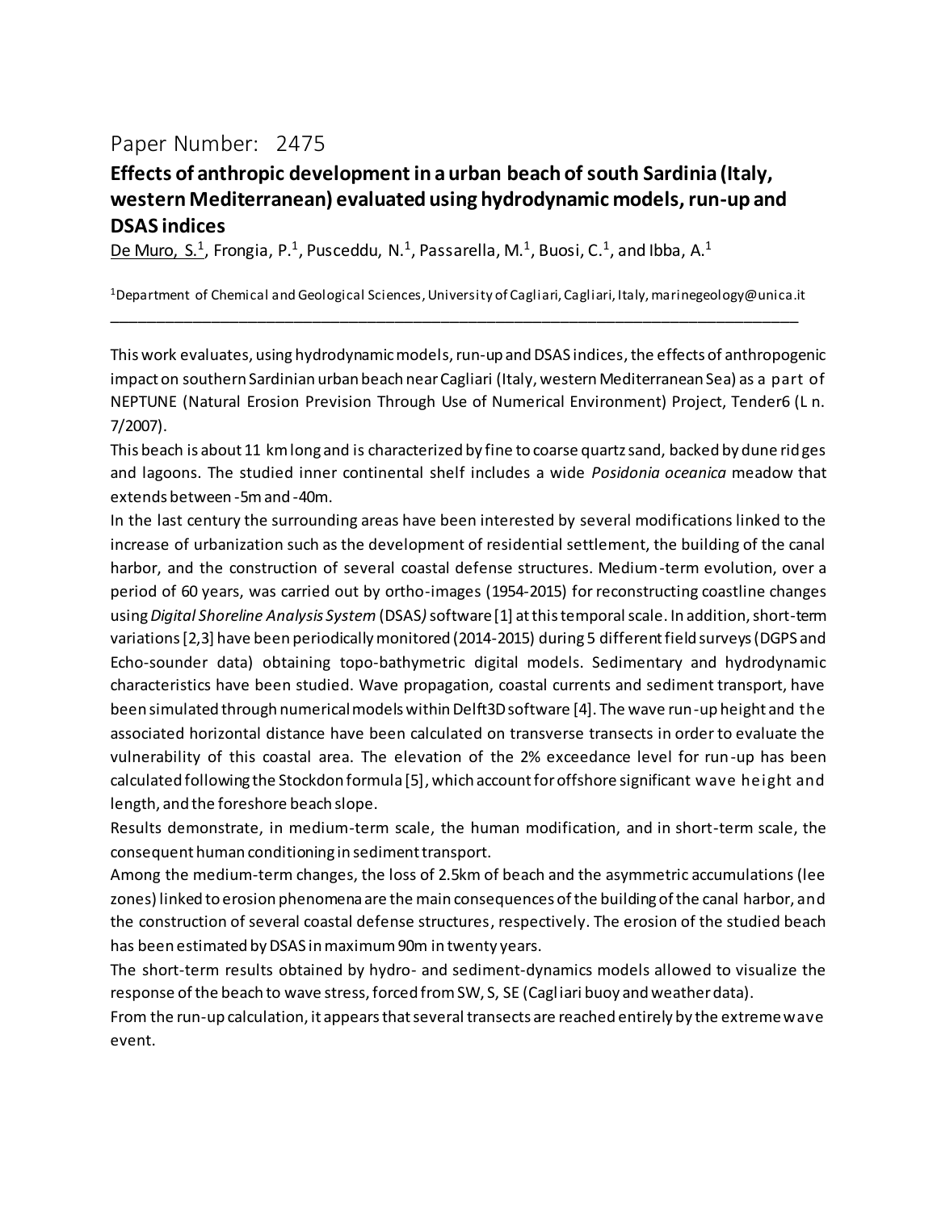Paper Number: 2475

## Effects of anthropic development in a urban beach of south Sardinia (Italy, western Mediterranean) evaluated using hydrodynamic models, run-up and DSAS indices

De Muro, S.[1], Frongia, P.[1], Pusceddu, N.[1], Passarella, M.[1], Buosi, C.[1], and Ibba, A.[1]

[1]Department of Chemical and Geological Sciences, University of Cagliari, Cagliari, Italy, marinegeology@unica.it

---

This work evaluates, using hydrodynamic models, run-up and DSAS indices, the effects of anthropogenic impact on southern Sardinian urban beach near Cagliari (Italy, western Mediterranean Sea) as a part of NEPTUNE (Natural Erosion Prevision Through Use of Numerical Environment) Project, Tender6 (L n. 7/2007).

This beach is about 11 km long and is characterized by fine to coarse quartz sand, backed by dune ridges and lagoons. The studied inner continental shelf includes a wide *Posidonia oceanica* meadow that extends between -5m and -40m.

In the last century the surrounding areas have been interested by several modifications linked to the increase of urbanization such as the development of residential settlement, the building of the canal harbor, and the construction of several coastal defense structures. Medium-term evolution, over a period of 60 years, was carried out by ortho-images (1954-2015) for reconstructing coastline changes using *Digital Shoreline Analysis System* (DSAS*)* software [1] at this temporal scale. In addition, short-term variations [2,3] have been periodically monitored (2014-2015) during 5 different field surveys (DGPS and Echo-sounder data) obtaining topo-bathymetric digital models. Sedimentary and hydrodynamic characteristics have been studied. Wave propagation, coastal currents and sediment transport, have been simulated through numerical models within Delft3D software [4]. The wave run-up height and the associated horizontal distance have been calculated on transverse transects in order to evaluate the vulnerability of this coastal area. The elevation of the 2% exceedance level for run-up has been calculated following the Stockdon formula [5], which account for offshore significant wave height and length, and the foreshore beach slope.

Results demonstrate, in medium-term scale, the human modification, and in short-term scale, the consequent human conditioning in sediment transport.

Among the medium-term changes, the loss of 2.5km of beach and the asymmetric accumulations (lee zones) linked to erosion phenomena are the main consequences of the building of the canal harbor, and the construction of several coastal defense structures, respectively. The erosion of the studied beach has been estimated by DSAS in maximum 90m in twenty years.

The short-term results obtained by hydro- and sediment-dynamics models allowed to visualize the response of the beach to wave stress, forced from SW, S, SE (Cagliari buoy and weather data).

From the run-up calculation, it appears that several transects are reached entirely by the extreme wave event.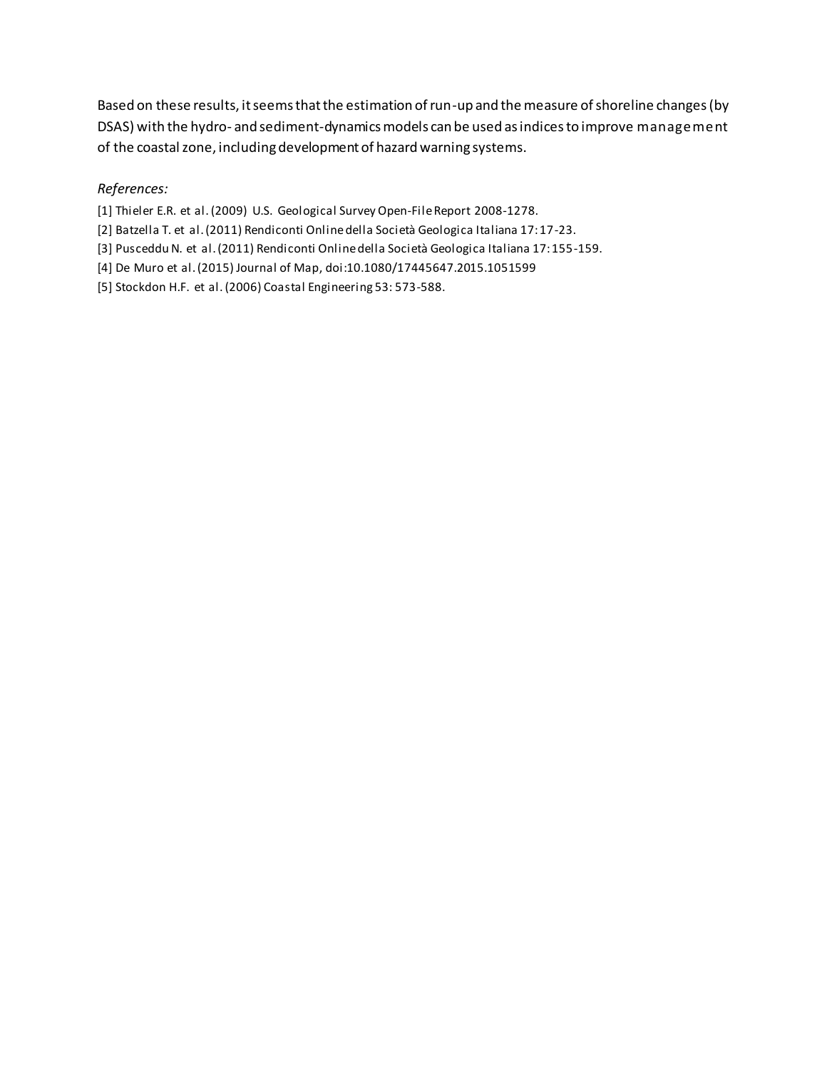Based on these results, it seems that the estimation of run-up and the measure of shoreline changes (by DSAS) with the hydro- and sediment-dynamics models can be used as indices to improve management of the coastal zone, including development of hazard warning systems.

*References:*

[1] Thieler E.R. et al. (2009) U.S. Geological Survey Open-File Report 2008-1278.

[2] Batzella T. et al. (2011) Rendiconti Online della Società Geologica Italiana 17: 17-23.

[3] Pusceddu N. et al. (2011) Rendiconti Online della Società Geologica Italiana 17: 155-159.

[4] De Muro et al. (2015) Journal of Map, doi:10.1080/17445647.2015.1051599

[5] Stockdon H.F. et al. (2006) Coastal Engineering 53: 573-588.